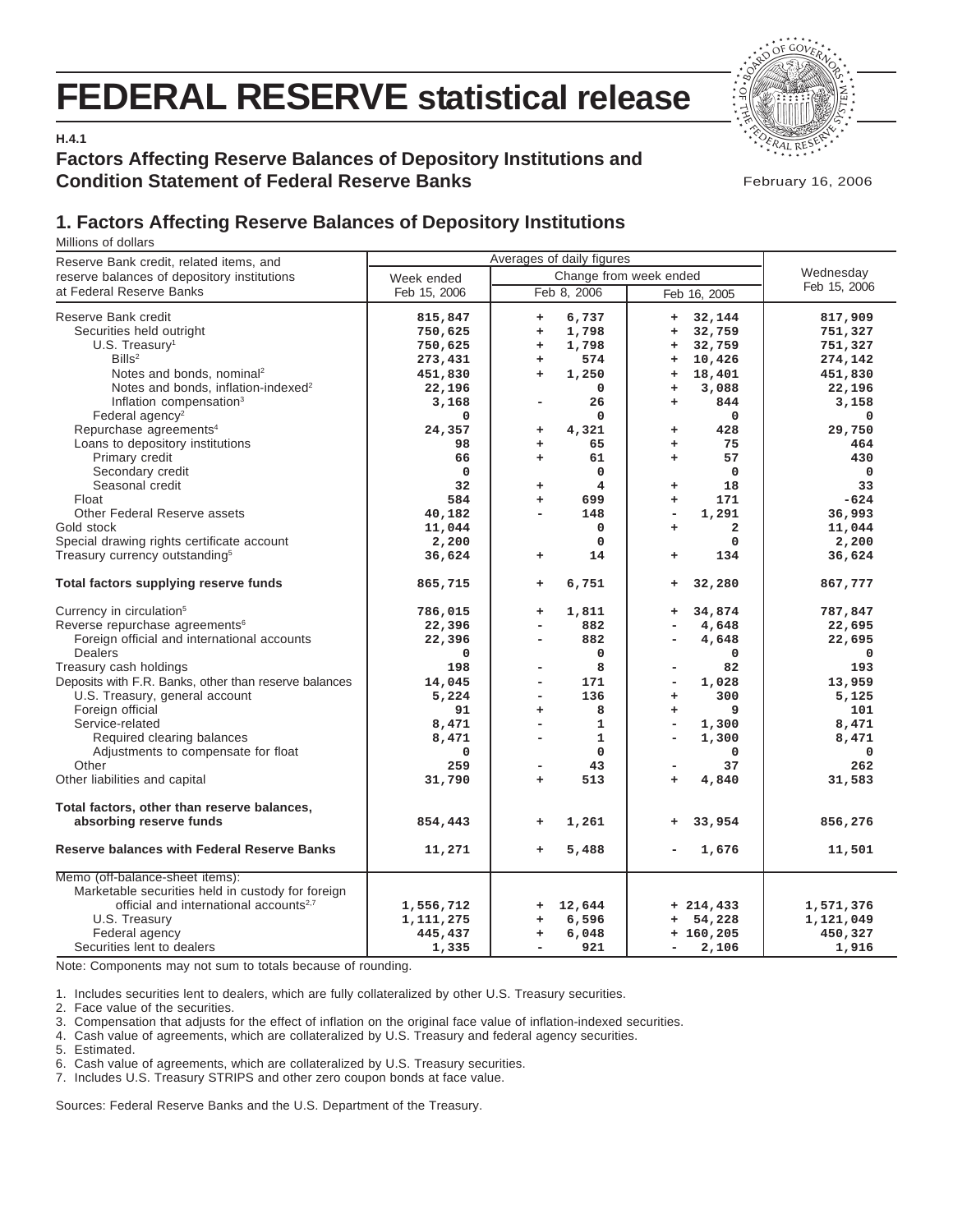# FEDERAL RESERVE statistical release

H.4.1

## Factors Affecting Reserve Balances of Depository Institutions and Condition Statement of Federal Reserve Banks

February 16, 2006

## 1. Factors Affecting Reserve Balances of Depository Institutions

Millions of dollars

| Reserve Bank credit, related items, and reserve balances of depository institutions at Federal Reserve Banks | Averages of daily figures | | | Wednesday Feb 15, 2006 |
|---|---|---|---|---|
| | Week ended Feb 15, 2006 | Change from week ended | | |
| | | Feb 8, 2006 | Feb 16, 2005 | |
| Reserve Bank credit | 815,847 | + 6,737 | + 32,144 | 817,909 |
| Securities held outright | 750,625 | + 1,798 | + 32,759 | 751,327 |
| U.S. Treasury[1] | 750,625 | + 1,798 | + 32,759 | 751,327 |
| Bills[2] | 273,431 | + 574 | + 10,426 | 274,142 |
| Notes and bonds, nominal[2] | 451,830 | + 1,250 | + 18,401 | 451,830 |
| Notes and bonds, inflation-indexed[2] | 22,196 | 0 | + 3,088 | 22,196 |
| Inflation compensation[3] | 3,168 | - 26 | + 844 | 3,158 |
| Federal agency[2] | 0 | 0 | 0 | 0 |
| Repurchase agreements[4] | 24,357 | + 4,321 | + 428 | 29,750 |
| Loans to depository institutions | 98 | + 65 | + 75 | 464 |
| Primary credit | 66 | + 61 | + 57 | 430 |
| Secondary credit | 0 | 0 | 0 | 0 |
| Seasonal credit | 32 | + 4 | + 18 | 33 |
| Float | 584 | + 699 | + 171 | -624 |
| Other Federal Reserve assets | 40,182 | - 148 | - 1,291 | 36,993 |
| Gold stock | 11,044 | 0 | + 2 | 11,044 |
| Special drawing rights certificate account | 2,200 | 0 | 0 | 2,200 |
| Treasury currency outstanding[5] | 36,624 | + 14 | + 134 | 36,624 |
| **Total factors supplying reserve funds** | 865,715 | + 6,751 | + 32,280 | 867,777 |
| Currency in circulation[5] | 786,015 | + 1,811 | + 34,874 | 787,847 |
| Reverse repurchase agreements[6] | 22,396 | - 882 | - 4,648 | 22,695 |
| Foreign official and international accounts | 22,396 | - 882 | - 4,648 | 22,695 |
| Dealers | 0 | 0 | 0 | 0 |
| Treasury cash holdings | 198 | - 8 | - 82 | 193 |
| Deposits with F.R. Banks, other than reserve balances | 14,045 | - 171 | - 1,028 | 13,959 |
| U.S. Treasury, general account | 5,224 | - 136 | + 300 | 5,125 |
| Foreign official | 91 | + 8 | + 9 | 101 |
| Service-related | 8,471 | - 1 | - 1,300 | 8,471 |
| Required clearing balances | 8,471 | - 1 | - 1,300 | 8,471 |
| Adjustments to compensate for float | 0 | 0 | 0 | 0 |
| Other | 259 | - 43 | - 37 | 262 |
| Other liabilities and capital | 31,790 | + 513 | + 4,840 | 31,583 |
| **Total factors, other than reserve balances, absorbing reserve funds** | 854,443 | + 1,261 | + 33,954 | 856,276 |
| **Reserve balances with Federal Reserve Banks** | 11,271 | + 5,488 | - 1,676 | 11,501 |
| Memo (off-balance-sheet items): | | | | |
| Marketable securities held in custody for foreign official and international accounts[2,7] | 1,556,712 | + 12,644 | + 214,433 | 1,571,376 |
| U.S. Treasury | 1,111,275 | + 6,596 | + 54,228 | 1,121,049 |
| Federal agency | 445,437 | + 6,048 | + 160,205 | 450,327 |
| Securities lent to dealers | 1,335 | - 921 | - 2,106 | 1,916 |

Note: Components may not sum to totals because of rounding.

1. Includes securities lent to dealers, which are fully collateralized by other U.S. Treasury securities.
2. Face value of the securities.
3. Compensation that adjusts for the effect of inflation on the original face value of inflation-indexed securities.
4. Cash value of agreements, which are collateralized by U.S. Treasury and federal agency securities.
5. Estimated.
6. Cash value of agreements, which are collateralized by U.S. Treasury securities.
7. Includes U.S. Treasury STRIPS and other zero coupon bonds at face value.

Sources: Federal Reserve Banks and the U.S. Department of the Treasury.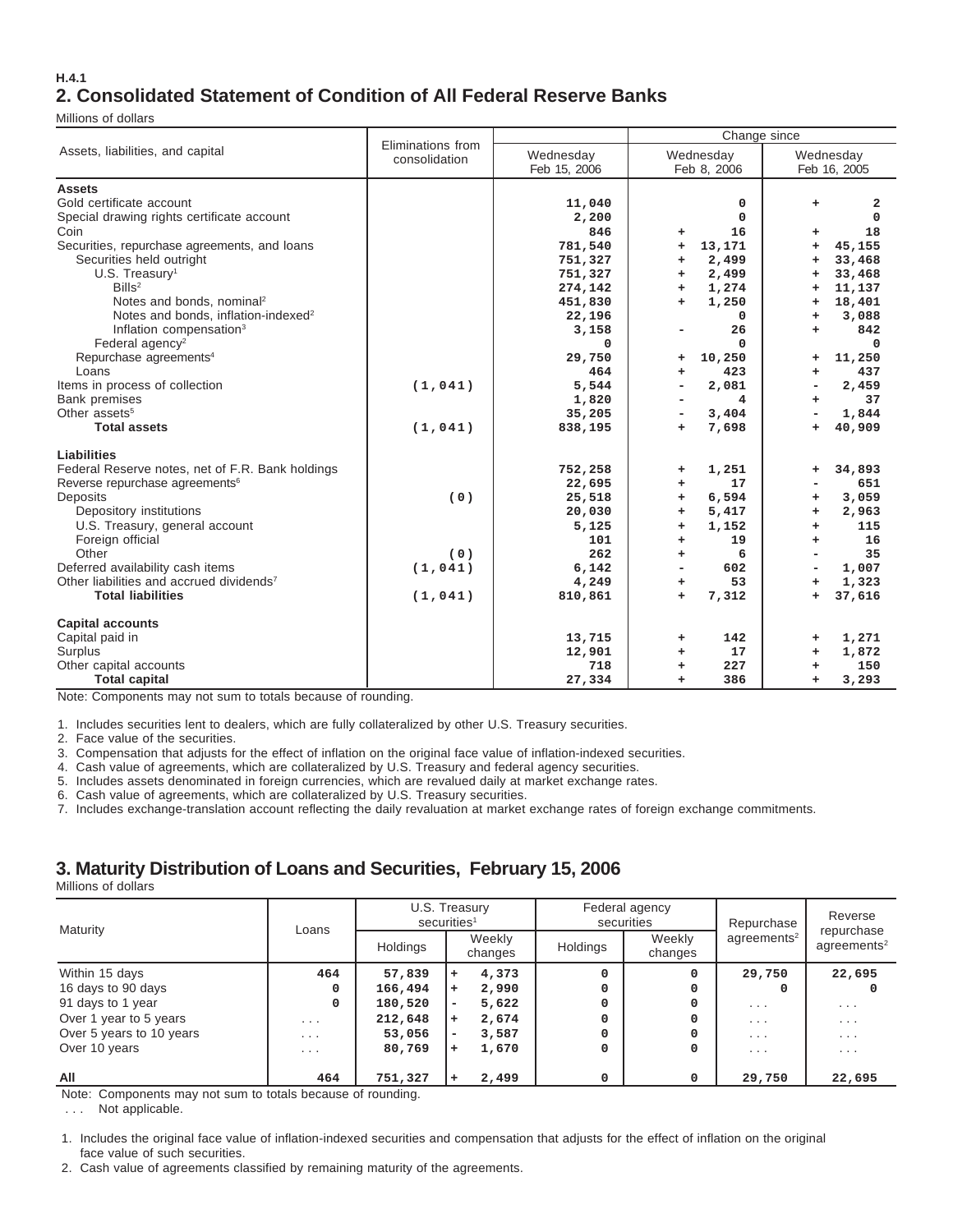H.4.1

## 2. Consolidated Statement of Condition of All Federal Reserve Banks

Millions of dollars

| Assets, liabilities, and capital | Eliminations from consolidation | Wednesday Feb 15, 2006 | Change since Wednesday Feb 8, 2006 | Change since Wednesday Feb 16, 2005 |
|---|---|---|---|---|
| **Assets** | | | | |
| Gold certificate account | | 11,040 | 0 | + 2 |
| Special drawing rights certificate account | | 2,200 | 0 | 0 |
| Coin | | 846 | + 16 | + 18 |
| Securities, repurchase agreements, and loans | | 781,540 | + 13,171 | + 45,155 |
| Securities held outright | | 751,327 | + 2,499 | + 33,468 |
| U.S. Treasury[1] | | 751,327 | + 2,499 | + 33,468 |
| Bills[2] | | 274,142 | + 1,274 | + 11,137 |
| Notes and bonds, nominal[2] | | 451,830 | + 1,250 | + 18,401 |
| Notes and bonds, inflation-indexed[2] | | 22,196 | 0 | + 3,088 |
| Inflation compensation[3] | | 3,158 | - 26 | + 842 |
| Federal agency[2] | | 0 | 0 | 0 |
| Repurchase agreements[4] | | 29,750 | + 10,250 | + 11,250 |
| Loans | | 464 | + 423 | + 437 |
| Items in process of collection | (1,041) | 5,544 | - 2,081 | - 2,459 |
| Bank premises | | 1,820 | - 4 | + 37 |
| Other assets[5] | | 35,205 | - 3,404 | - 1,844 |
| **Total assets** | (1,041) | 838,195 | + 7,698 | + 40,909 |
| **Liabilities** | | | | |
| Federal Reserve notes, net of F.R. Bank holdings | | 752,258 | + 1,251 | + 34,893 |
| Reverse repurchase agreements[6] | | 22,695 | + 17 | - 651 |
| Deposits | (0) | 25,518 | + 6,594 | + 3,059 |
| Depository institutions | | 20,030 | + 5,417 | + 2,963 |
| U.S. Treasury, general account | | 5,125 | + 1,152 | + 115 |
| Foreign official | | 101 | + 19 | + 16 |
| Other | (0) | 262 | + 6 | - 35 |
| Deferred availability cash items | (1,041) | 6,142 | - 602 | - 1,007 |
| Other liabilities and accrued dividends[7] | | 4,249 | + 53 | + 1,323 |
| **Total liabilities** | (1,041) | 810,861 | + 7,312 | + 37,616 |
| **Capital accounts** | | | | |
| Capital paid in | | 13,715 | + 142 | + 1,271 |
| Surplus | | 12,901 | + 17 | + 1,872 |
| Other capital accounts | | 718 | + 227 | + 150 |
| **Total capital** | | 27,334 | + 386 | + 3,293 |

Note: Components may not sum to totals because of rounding.

1. Includes securities lent to dealers, which are fully collateralized by other U.S. Treasury securities.
2. Face value of the securities.
3. Compensation that adjusts for the effect of inflation on the original face value of inflation-indexed securities.
4. Cash value of agreements, which are collateralized by U.S. Treasury and federal agency securities.
5. Includes assets denominated in foreign currencies, which are revalued daily at market exchange rates.
6. Cash value of agreements, which are collateralized by U.S. Treasury securities.
7. Includes exchange-translation account reflecting the daily revaluation at market exchange rates of foreign exchange commitments.

## 3. Maturity Distribution of Loans and Securities, February 15, 2006

Millions of dollars

| Maturity | Loans | U.S. Treasury securities[1] | | Federal agency securities | | Repurchase agreements[2] | Reverse repurchase agreements[2] |
|---|---|---|---|---|---|---|---|
| | | Holdings | Weekly changes | Holdings | Weekly changes | | |
| Within 15 days | 464 | 57,839 | + 4,373 | 0 | 0 | 29,750 | 22,695 |
| 16 days to 90 days | 0 | 166,494 | + 2,990 | 0 | 0 | 0 | 0 |
| 91 days to 1 year | 0 | 180,520 | - 5,622 | 0 | 0 | ... | ... |
| Over 1 year to 5 years | ... | 212,648 | + 2,674 | 0 | 0 | ... | ... |
| Over 5 years to 10 years | ... | 53,056 | - 3,587 | 0 | 0 | ... | ... |
| Over 10 years | ... | 80,769 | + 1,670 | 0 | 0 | ... | ... |
| All | 464 | 751,327 | + 2,499 | 0 | 0 | 29,750 | 22,695 |

Note: Components may not sum to totals because of rounding.

... Not applicable.

1. Includes the original face value of inflation-indexed securities and compensation that adjusts for the effect of inflation on the original face value of such securities.
2. Cash value of agreements classified by remaining maturity of the agreements.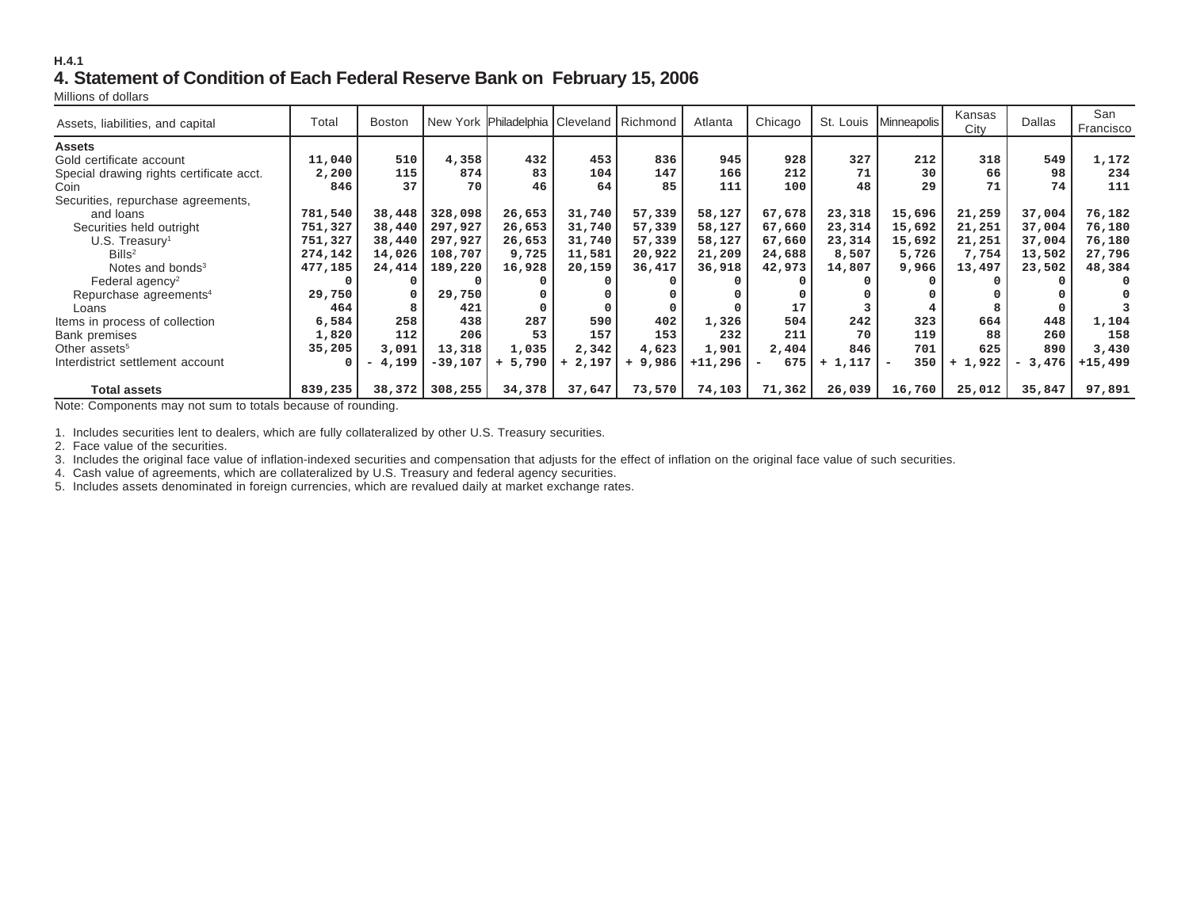H.4.1

## 4. Statement of Condition of Each Federal Reserve Bank on February 15, 2006

Millions of dollars

| Assets, liabilities, and capital | Total | Boston | New York | Philadelphia | Cleveland | Richmond | Atlanta | Chicago | St. Louis | Minneapolis | Kansas City | Dallas | San Francisco |
|---|---|---|---|---|---|---|---|---|---|---|---|---|---|
| **Assets** | | | | | | | | | | | | | |
| Gold certificate account | 11,040 | 510 | 4,358 | 432 | 453 | 836 | 945 | 928 | 327 | 212 | 318 | 549 | 1,172 |
| Special drawing rights certificate acct. | 2,200 | 115 | 874 | 83 | 104 | 147 | 166 | 212 | 71 | 30 | 66 | 98 | 234 |
| Coin | 846 | 37 | 70 | 46 | 64 | 85 | 111 | 100 | 48 | 29 | 71 | 74 | 111 |
| Securities, repurchase agreements, and loans | 781,540 | 38,448 | 328,098 | 26,653 | 31,740 | 57,339 | 58,127 | 67,678 | 23,318 | 15,696 | 21,259 | 37,004 | 76,182 |
| Securities held outright | 751,327 | 38,440 | 297,927 | 26,653 | 31,740 | 57,339 | 58,127 | 67,660 | 23,314 | 15,692 | 21,251 | 37,004 | 76,180 |
| U.S. Treasury[1] | 751,327 | 38,440 | 297,927 | 26,653 | 31,740 | 57,339 | 58,127 | 67,660 | 23,314 | 15,692 | 21,251 | 37,004 | 76,180 |
| Bills[2] | 274,142 | 14,026 | 108,707 | 9,725 | 11,581 | 20,922 | 21,209 | 24,688 | 8,507 | 5,726 | 7,754 | 13,502 | 27,796 |
| Notes and bonds[3] | 477,185 | 24,414 | 189,220 | 16,928 | 20,159 | 36,417 | 36,918 | 42,973 | 14,807 | 9,966 | 13,497 | 23,502 | 48,384 |
| Federal agency[2] | 0 | 0 | 0 | 0 | 0 | 0 | 0 | 0 | 0 | 0 | 0 | 0 | 0 |
| Repurchase agreements[4] | 29,750 | 0 | 29,750 | 0 | 0 | 0 | 0 | 0 | 0 | 0 | 0 | 0 | 0 |
| Loans | 464 | 8 | 421 | 0 | 0 | 0 | 0 | 17 | 3 | 4 | 8 | 0 | 3 |
| Items in process of collection | 6,584 | 258 | 438 | 287 | 590 | 402 | 1,326 | 504 | 242 | 323 | 664 | 448 | 1,104 |
| Bank premises | 1,820 | 112 | 206 | 53 | 157 | 153 | 232 | 211 | 70 | 119 | 88 | 260 | 158 |
| Other assets[5] | 35,205 | 3,091 | 13,318 | 1,035 | 2,342 | 4,623 | 1,901 | 2,404 | 846 | 701 | 625 | 890 | 3,430 |
| Interdistrict settlement account | 0 | - 4,199 | -39,107 | + 5,790 | + 2,197 | + 9,986 | +11,296 | - 675 | + 1,117 | - 350 | + 1,922 | - 3,476 | +15,499 |
| **Total assets** | 839,235 | 38,372 | 308,255 | 34,378 | 37,647 | 73,570 | 74,103 | 71,362 | 26,039 | 16,760 | 25,012 | 35,847 | 97,891 |

Note: Components may not sum to totals because of rounding.

1. Includes securities lent to dealers, which are fully collateralized by other U.S. Treasury securities.
2. Face value of the securities.
3. Includes the original face value of inflation-indexed securities and compensation that adjusts for the effect of inflation on the original face value of such securities.
4. Cash value of agreements, which are collateralized by U.S. Treasury and federal agency securities.
5. Includes assets denominated in foreign currencies, which are revalued daily at market exchange rates.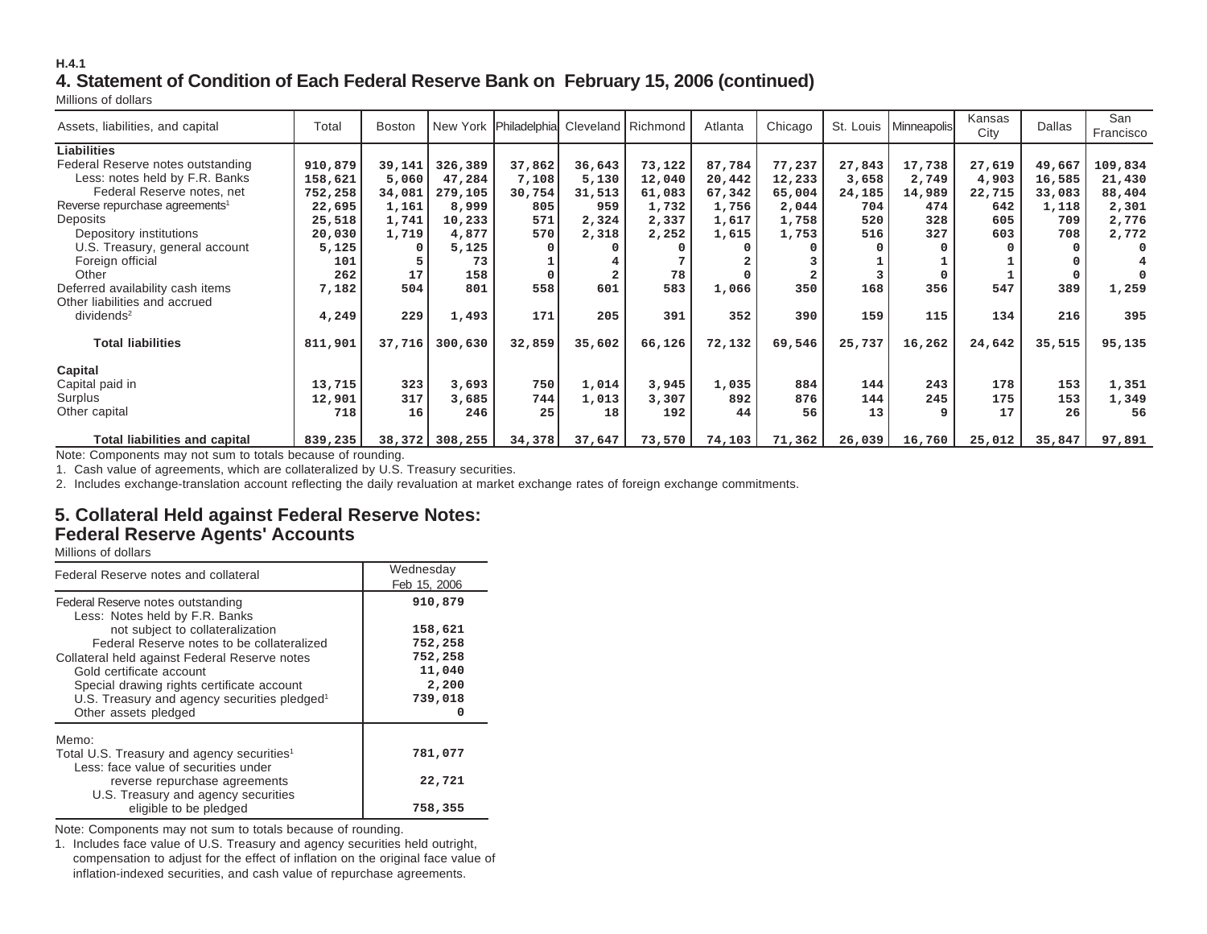H.4.1

# 4. Statement of Condition of Each Federal Reserve Bank on February 15, 2006 (continued)

Millions of dollars

| Assets, liabilities, and capital | Total | Boston | New York | Philadelphia | Cleveland | Richmond | Atlanta | Chicago | St. Louis | Minneapolis | Kansas City | Dallas | San Francisco |
|---|---|---|---|---|---|---|---|---|---|---|---|---|---|
| **Liabilities** | | | | | | | | | | | | | |
| Federal Reserve notes outstanding | 910,879 | 39,141 | 326,389 | 37,862 | 36,643 | 73,122 | 87,784 | 77,237 | 27,843 | 17,738 | 27,619 | 49,667 | 109,834 |
| Less: notes held by F.R. Banks | 158,621 | 5,060 | 47,284 | 7,108 | 5,130 | 12,040 | 20,442 | 12,233 | 3,658 | 2,749 | 4,903 | 16,585 | 21,430 |
| Federal Reserve notes, net | 752,258 | 34,081 | 279,105 | 30,754 | 31,513 | 61,083 | 67,342 | 65,004 | 24,185 | 14,989 | 22,715 | 33,083 | 88,404 |
| Reverse repurchase agreements[1] | 22,695 | 1,161 | 8,999 | 805 | 959 | 1,732 | 1,756 | 2,044 | 704 | 474 | 642 | 1,118 | 2,301 |
| Deposits | 25,518 | 1,741 | 10,233 | 571 | 2,324 | 2,337 | 1,617 | 1,758 | 520 | 328 | 605 | 709 | 2,776 |
| Depository institutions | 20,030 | 1,719 | 4,877 | 570 | 2,318 | 2,252 | 1,615 | 1,753 | 516 | 327 | 603 | 708 | 2,772 |
| U.S. Treasury, general account | 5,125 | 0 | 5,125 | 0 | 0 | 0 | 0 | 0 | 0 | 0 | 0 | 0 | 0 |
| Foreign official | 101 | 5 | 73 | 1 | 4 | 7 | 2 | 3 | 1 | 1 | 1 | 0 | 4 |
| Other | 262 | 17 | 158 | 0 | 2 | 78 | 0 | 2 | 3 | 0 | 1 | 0 | 0 |
| Deferred availability cash items | 7,182 | 504 | 801 | 558 | 601 | 583 | 1,066 | 350 | 168 | 356 | 547 | 389 | 1,259 |
| Other liabilities and accrued dividends[2] | 4,249 | 229 | 1,493 | 171 | 205 | 391 | 352 | 390 | 159 | 115 | 134 | 216 | 395 |
| **Total liabilities** | 811,901 | 37,716 | 300,630 | 32,859 | 35,602 | 66,126 | 72,132 | 69,546 | 25,737 | 16,262 | 24,642 | 35,515 | 95,135 |
| **Capital** | | | | | | | | | | | | | |
| Capital paid in | 13,715 | 323 | 3,693 | 750 | 1,014 | 3,945 | 1,035 | 884 | 144 | 243 | 178 | 153 | 1,351 |
| Surplus | 12,901 | 317 | 3,685 | 744 | 1,013 | 3,307 | 892 | 876 | 144 | 245 | 175 | 153 | 1,349 |
| Other capital | 718 | 16 | 246 | 25 | 18 | 192 | 44 | 56 | 13 | 9 | 17 | 26 | 56 |
| **Total liabilities and capital** | 839,235 | 38,372 | 308,255 | 34,378 | 37,647 | 73,570 | 74,103 | 71,362 | 26,039 | 16,760 | 25,012 | 35,847 | 97,891 |

Note: Components may not sum to totals because of rounding.

1. Cash value of agreements, which are collateralized by U.S. Treasury securities.
2. Includes exchange-translation account reflecting the daily revaluation at market exchange rates of foreign exchange commitments.

# 5. Collateral Held against Federal Reserve Notes: Federal Reserve Agents' Accounts

Millions of dollars

| Federal Reserve notes and collateral | Wednesday Feb 15, 2006 |
|---|---|
| Federal Reserve notes outstanding | 910,879 |
| Less: Notes held by F.R. Banks not subject to collateralization | 158,621 |
| Federal Reserve notes to be collateralized | 752,258 |
| Collateral held against Federal Reserve notes | 752,258 |
| Gold certificate account | 11,040 |
| Special drawing rights certificate account | 2,200 |
| U.S. Treasury and agency securities pledged[1] | 739,018 |
| Other assets pledged | 0 |
| Memo: | |
| Total U.S. Treasury and agency securities[1] | 781,077 |
| Less: face value of securities under reverse repurchase agreements | 22,721 |
| U.S. Treasury and agency securities eligible to be pledged | 758,355 |

Note: Components may not sum to totals because of rounding.

1. Includes face value of U.S. Treasury and agency securities held outright, compensation to adjust for the effect of inflation on the original face value of inflation-indexed securities, and cash value of repurchase agreements.